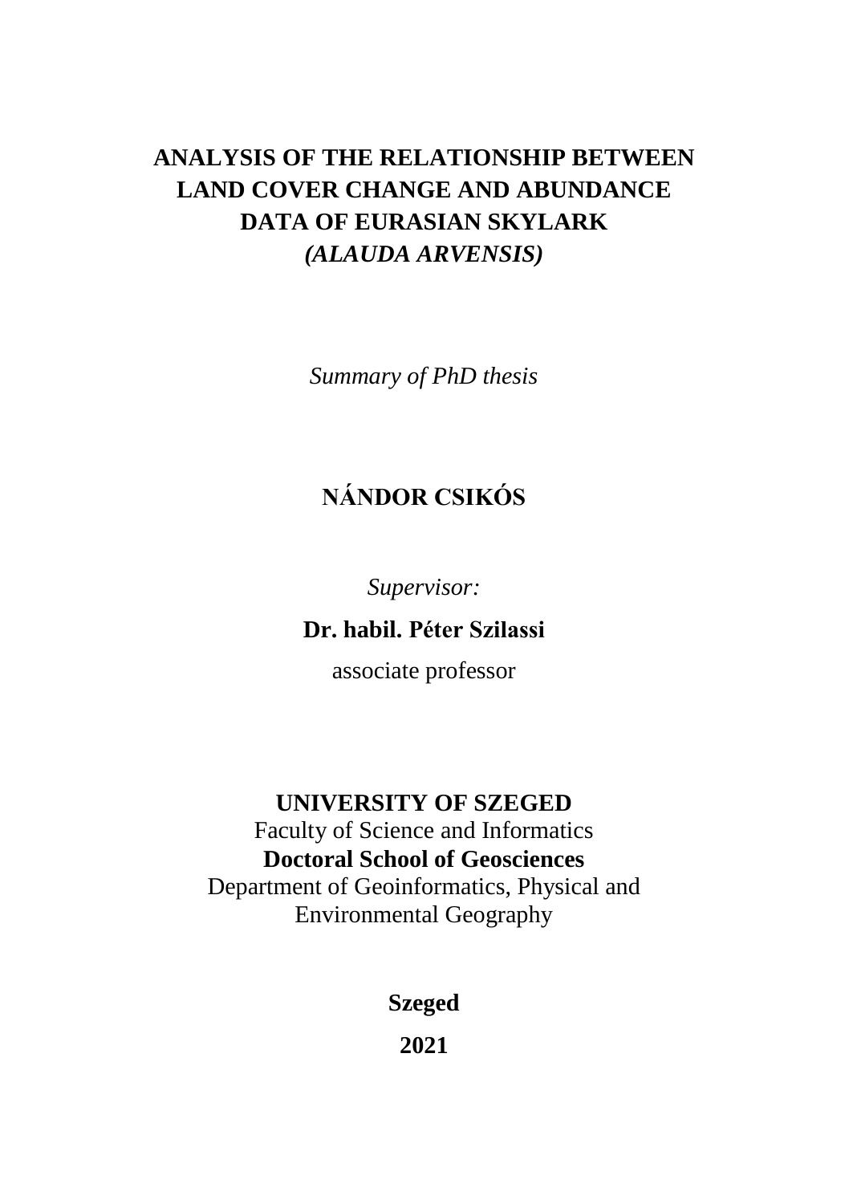# ANALYSIS OF THE RELATIONSHIP BETWEEN LAND COVER CHANGE AND ABUNDANCE DATA OF EURASIAN SKYLARK *(ALAUDA ARVENSIS)*

*Summary of PhD thesis*

**NÁNDOR CSIKÓS**

*Supervisor:*

**Dr. habil. Péter Szilassi**

associate professor

**UNIVERSITY OF SZEGED**

Faculty of Science and Informatics

**Doctoral School of Geosciences**

Department of Geoinformatics, Physical and Environmental Geography

**Szeged**

**2021**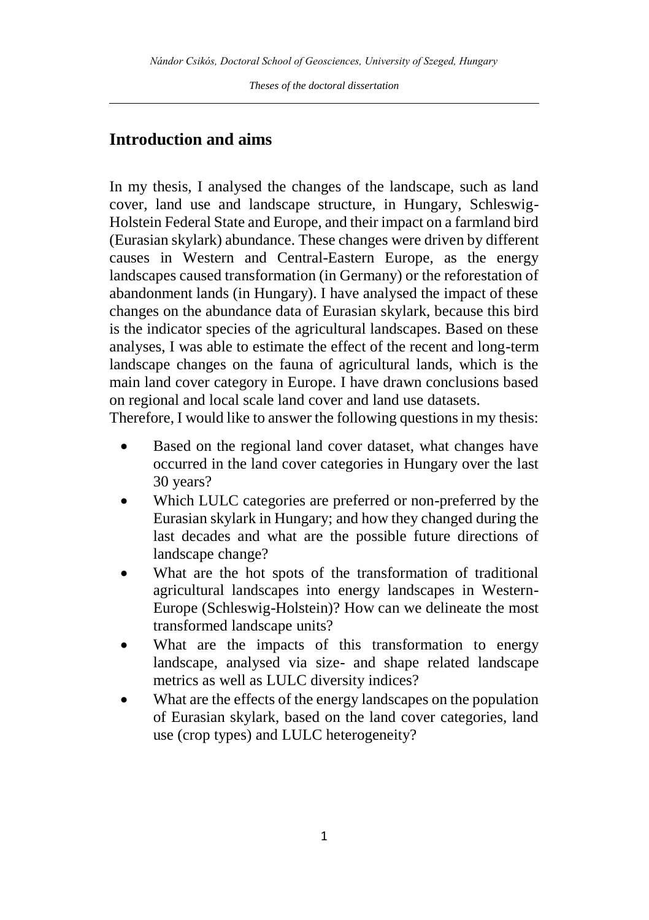## Introduction and aims

In my thesis, I analysed the changes of the landscape, such as land cover, land use and landscape structure, in Hungary, Schleswig-Holstein Federal State and Europe, and their impact on a farmland bird (Eurasian skylark) abundance. These changes were driven by different causes in Western and Central-Eastern Europe, as the energy landscapes caused transformation (in Germany) or the reforestation of abandonment lands (in Hungary). I have analysed the impact of these changes on the abundance data of Eurasian skylark, because this bird is the indicator species of the agricultural landscapes. Based on these analyses, I was able to estimate the effect of the recent and long-term landscape changes on the fauna of agricultural lands, which is the main land cover category in Europe. I have drawn conclusions based on regional and local scale land cover and land use datasets.

Therefore, I would like to answer the following questions in my thesis:

- Based on the regional land cover dataset, what changes have occurred in the land cover categories in Hungary over the last 30 years?
- Which LULC categories are preferred or non-preferred by the Eurasian skylark in Hungary; and how they changed during the last decades and what are the possible future directions of landscape change?
- What are the hot spots of the transformation of traditional agricultural landscapes into energy landscapes in Western-Europe (Schleswig-Holstein)? How can we delineate the most transformed landscape units?
- What are the impacts of this transformation to energy landscape, analysed via size- and shape related landscape metrics as well as LULC diversity indices?
- What are the effects of the energy landscapes on the population of Eurasian skylark, based on the land cover categories, land use (crop types) and LULC heterogeneity?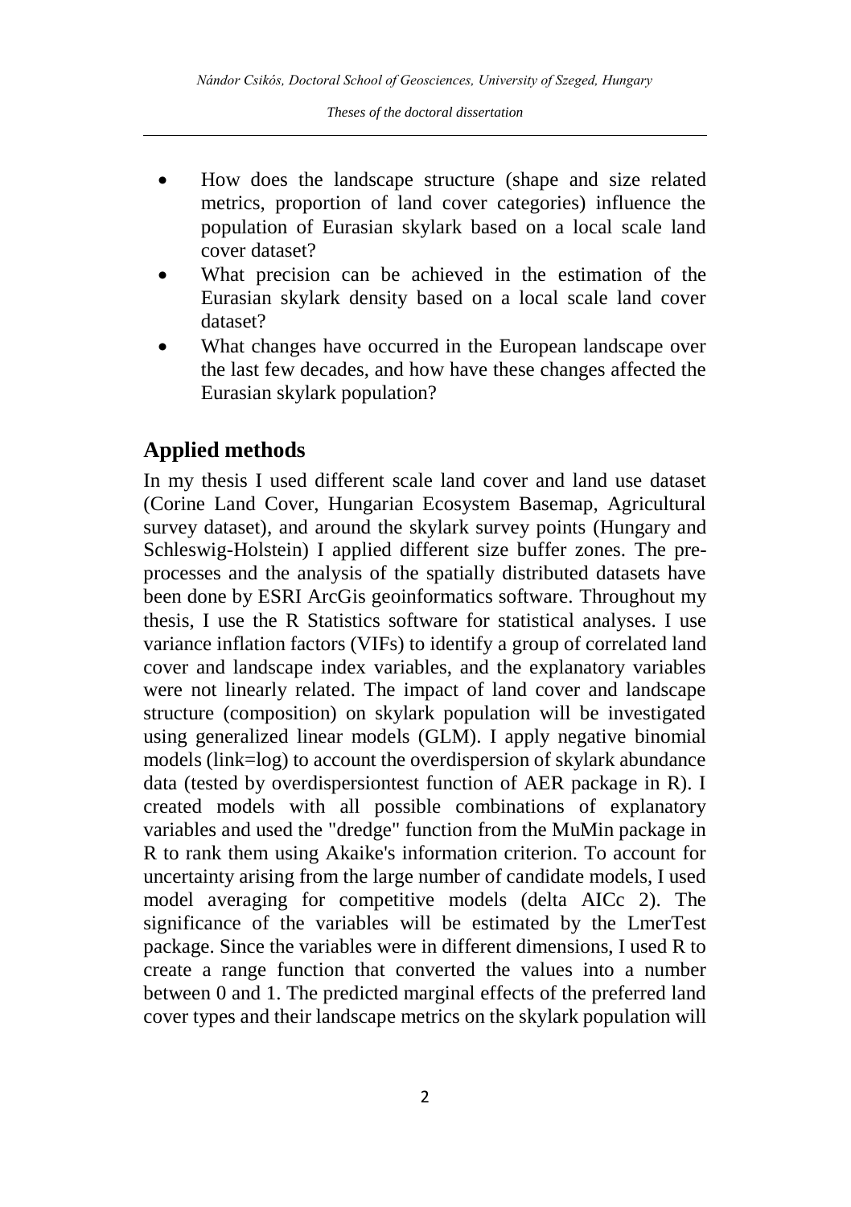- How does the landscape structure (shape and size related metrics, proportion of land cover categories) influence the population of Eurasian skylark based on a local scale land cover dataset?
- What precision can be achieved in the estimation of the Eurasian skylark density based on a local scale land cover dataset?
- What changes have occurred in the European landscape over the last few decades, and how have these changes affected the Eurasian skylark population?

## Applied methods

In my thesis I used different scale land cover and land use dataset (Corine Land Cover, Hungarian Ecosystem Basemap, Agricultural survey dataset), and around the skylark survey points (Hungary and Schleswig-Holstein) I applied different size buffer zones. The pre-processes and the analysis of the spatially distributed datasets have been done by ESRI ArcGis geoinformatics software. Throughout my thesis, I use the R Statistics software for statistical analyses. I use variance inflation factors (VIFs) to identify a group of correlated land cover and landscape index variables, and the explanatory variables were not linearly related. The impact of land cover and landscape structure (composition) on skylark population will be investigated using generalized linear models (GLM). I apply negative binomial models (link=log) to account the overdispersion of skylark abundance data (tested by overdispersiontest function of AER package in R). I created models with all possible combinations of explanatory variables and used the "dredge" function from the MuMin package in R to rank them using Akaike's information criterion. To account for uncertainty arising from the large number of candidate models, I used model averaging for competitive models (delta AICc 2). The significance of the variables will be estimated by the LmerTest package. Since the variables were in different dimensions, I used R to create a range function that converted the values into a number between 0 and 1. The predicted marginal effects of the preferred land cover types and their landscape metrics on the skylark population will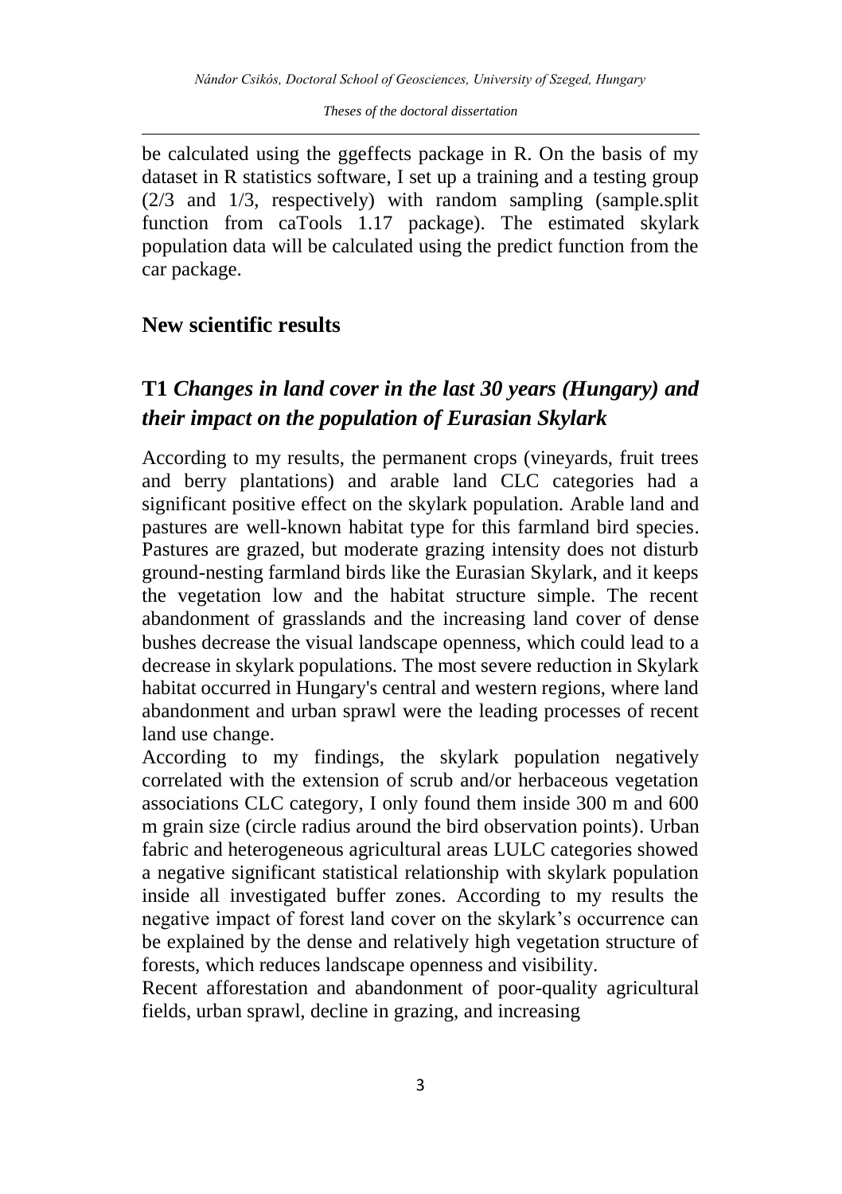be calculated using the ggeffects package in R. On the basis of my dataset in R statistics software, I set up a training and a testing group (2/3 and 1/3, respectively) with random sampling (sample.split function from caTools 1.17 package). The estimated skylark population data will be calculated using the predict function from the car package.

## New scientific results

### T1 *Changes in land cover in the last 30 years (Hungary) and their impact on the population of Eurasian Skylark*

According to my results, the permanent crops (vineyards, fruit trees and berry plantations) and arable land CLC categories had a significant positive effect on the skylark population. Arable land and pastures are well-known habitat type for this farmland bird species. Pastures are grazed, but moderate grazing intensity does not disturb ground-nesting farmland birds like the Eurasian Skylark, and it keeps the vegetation low and the habitat structure simple. The recent abandonment of grasslands and the increasing land cover of dense bushes decrease the visual landscape openness, which could lead to a decrease in skylark populations. The most severe reduction in Skylark habitat occurred in Hungary's central and western regions, where land abandonment and urban sprawl were the leading processes of recent land use change.

According to my findings, the skylark population negatively correlated with the extension of scrub and/or herbaceous vegetation associations CLC category, I only found them inside 300 m and 600 m grain size (circle radius around the bird observation points). Urban fabric and heterogeneous agricultural areas LULC categories showed a negative significant statistical relationship with skylark population inside all investigated buffer zones. According to my results the negative impact of forest land cover on the skylark's occurrence can be explained by the dense and relatively high vegetation structure of forests, which reduces landscape openness and visibility.

Recent afforestation and abandonment of poor-quality agricultural fields, urban sprawl, decline in grazing, and increasing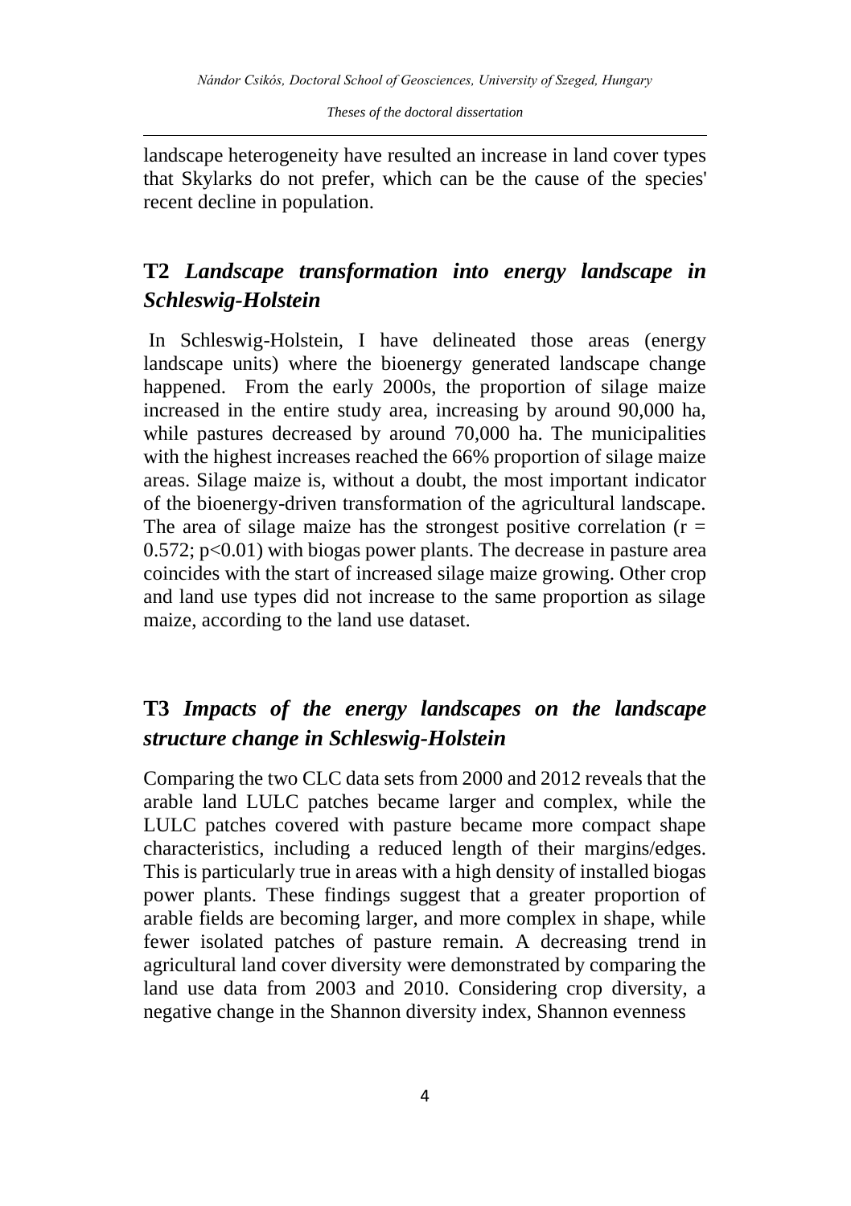landscape heterogeneity have resulted an increase in land cover types that Skylarks do not prefer, which can be the cause of the species' recent decline in population.

## T2 *Landscape transformation into energy landscape in Schleswig-Holstein*

In Schleswig-Holstein, I have delineated those areas (energy landscape units) where the bioenergy generated landscape change happened. From the early 2000s, the proportion of silage maize increased in the entire study area, increasing by around 90,000 ha, while pastures decreased by around 70,000 ha. The municipalities with the highest increases reached the 66% proportion of silage maize areas. Silage maize is, without a doubt, the most important indicator of the bioenergy-driven transformation of the agricultural landscape. The area of silage maize has the strongest positive correlation ($r = 0.572$; $p<0.01$) with biogas power plants. The decrease in pasture area coincides with the start of increased silage maize growing. Other crop and land use types did not increase to the same proportion as silage maize, according to the land use dataset.

## T3 *Impacts of the energy landscapes on the landscape structure change in Schleswig-Holstein*

Comparing the two CLC data sets from 2000 and 2012 reveals that the arable land LULC patches became larger and complex, while the LULC patches covered with pasture became more compact shape characteristics, including a reduced length of their margins/edges. This is particularly true in areas with a high density of installed biogas power plants. These findings suggest that a greater proportion of arable fields are becoming larger, and more complex in shape, while fewer isolated patches of pasture remain. A decreasing trend in agricultural land cover diversity were demonstrated by comparing the land use data from 2003 and 2010. Considering crop diversity, a negative change in the Shannon diversity index, Shannon evenness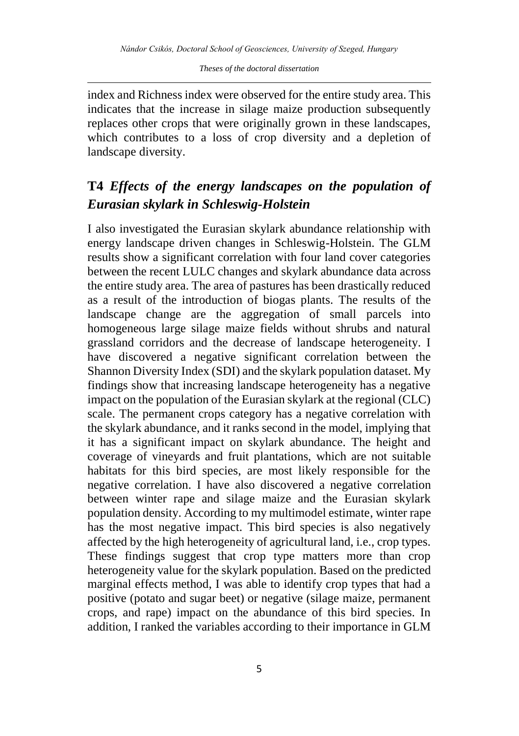index and Richness index were observed for the entire study area. This indicates that the increase in silage maize production subsequently replaces other crops that were originally grown in these landscapes, which contributes to a loss of crop diversity and a depletion of landscape diversity.

## T4 *Effects of the energy landscapes on the population of Eurasian skylark in Schleswig-Holstein*

I also investigated the Eurasian skylark abundance relationship with energy landscape driven changes in Schleswig-Holstein. The GLM results show a significant correlation with four land cover categories between the recent LULC changes and skylark abundance data across the entire study area. The area of pastures has been drastically reduced as a result of the introduction of biogas plants. The results of the landscape change are the aggregation of small parcels into homogeneous large silage maize fields without shrubs and natural grassland corridors and the decrease of landscape heterogeneity. I have discovered a negative significant correlation between the Shannon Diversity Index (SDI) and the skylark population dataset. My findings show that increasing landscape heterogeneity has a negative impact on the population of the Eurasian skylark at the regional (CLC) scale. The permanent crops category has a negative correlation with the skylark abundance, and it ranks second in the model, implying that it has a significant impact on skylark abundance. The height and coverage of vineyards and fruit plantations, which are not suitable habitats for this bird species, are most likely responsible for the negative correlation. I have also discovered a negative correlation between winter rape and silage maize and the Eurasian skylark population density. According to my multimodel estimate, winter rape has the most negative impact. This bird species is also negatively affected by the high heterogeneity of agricultural land, i.e., crop types. These findings suggest that crop type matters more than crop heterogeneity value for the skylark population. Based on the predicted marginal effects method, I was able to identify crop types that had a positive (potato and sugar beet) or negative (silage maize, permanent crops, and rape) impact on the abundance of this bird species. In addition, I ranked the variables according to their importance in GLM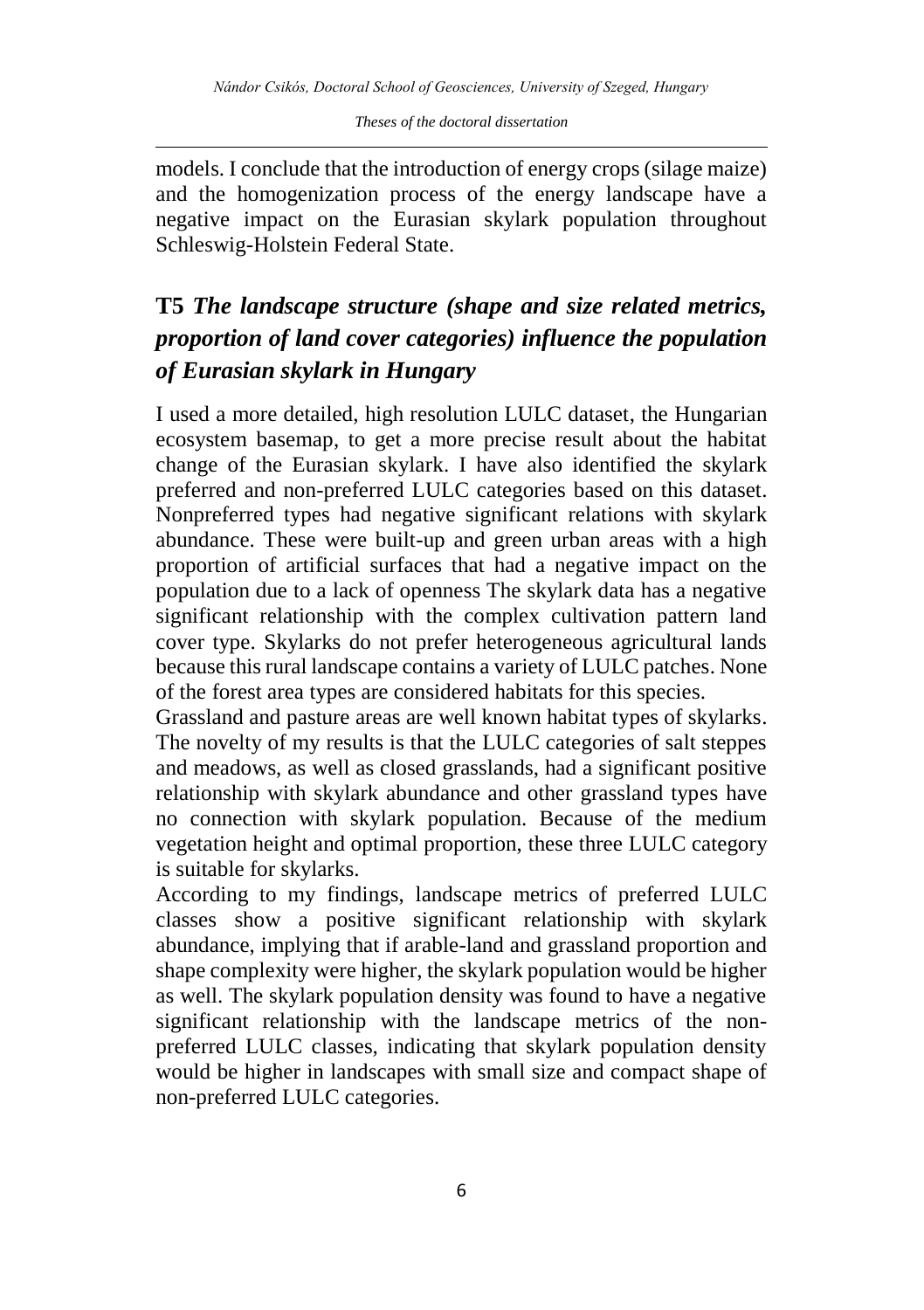models. I conclude that the introduction of energy crops (silage maize) and the homogenization process of the energy landscape have a negative impact on the Eurasian skylark population throughout Schleswig-Holstein Federal State.

## T5 *The landscape structure (shape and size related metrics, proportion of land cover categories) influence the population of Eurasian skylark in Hungary*

I used a more detailed, high resolution LULC dataset, the Hungarian ecosystem basemap, to get a more precise result about the habitat change of the Eurasian skylark. I have also identified the skylark preferred and non-preferred LULC categories based on this dataset. Nonpreferred types had negative significant relations with skylark abundance. These were built-up and green urban areas with a high proportion of artificial surfaces that had a negative impact on the population due to a lack of openness The skylark data has a negative significant relationship with the complex cultivation pattern land cover type. Skylarks do not prefer heterogeneous agricultural lands because this rural landscape contains a variety of LULC patches. None of the forest area types are considered habitats for this species.

Grassland and pasture areas are well known habitat types of skylarks. The novelty of my results is that the LULC categories of salt steppes and meadows, as well as closed grasslands, had a significant positive relationship with skylark abundance and other grassland types have no connection with skylark population. Because of the medium vegetation height and optimal proportion, these three LULC category is suitable for skylarks.

According to my findings, landscape metrics of preferred LULC classes show a positive significant relationship with skylark abundance, implying that if arable-land and grassland proportion and shape complexity were higher, the skylark population would be higher as well. The skylark population density was found to have a negative significant relationship with the landscape metrics of the non-preferred LULC classes, indicating that skylark population density would be higher in landscapes with small size and compact shape of non-preferred LULC categories.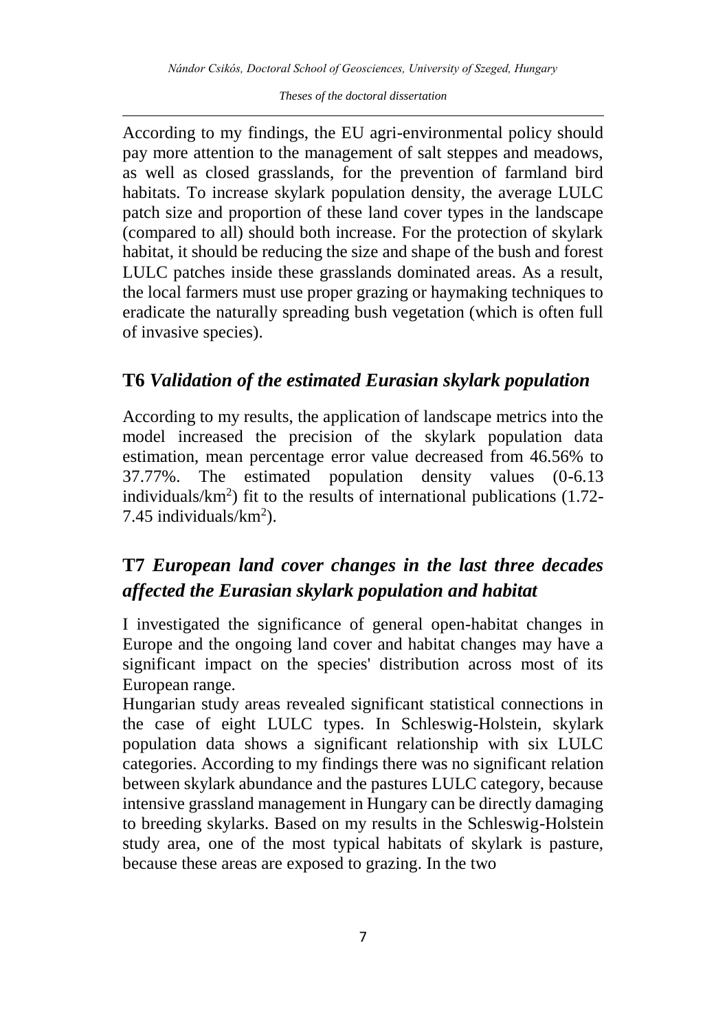According to my findings, the EU agri-environmental policy should pay more attention to the management of salt steppes and meadows, as well as closed grasslands, for the prevention of farmland bird habitats. To increase skylark population density, the average LULC patch size and proportion of these land cover types in the landscape (compared to all) should both increase. For the protection of skylark habitat, it should be reducing the size and shape of the bush and forest LULC patches inside these grasslands dominated areas. As a result, the local farmers must use proper grazing or haymaking techniques to eradicate the naturally spreading bush vegetation (which is often full of invasive species).

## T6 *Validation of the estimated Eurasian skylark population*

According to my results, the application of landscape metrics into the model increased the precision of the skylark population data estimation, mean percentage error value decreased from 46.56% to 37.77%. The estimated population density values (0-6.13 individuals/$km^2$) fit to the results of international publications (1.72-7.45 individuals/$km^2$).

## T7 *European land cover changes in the last three decades affected the Eurasian skylark population and habitat*

I investigated the significance of general open-habitat changes in Europe and the ongoing land cover and habitat changes may have a significant impact on the species' distribution across most of its European range.

Hungarian study areas revealed significant statistical connections in the case of eight LULC types. In Schleswig-Holstein, skylark population data shows a significant relationship with six LULC categories. According to my findings there was no significant relation between skylark abundance and the pastures LULC category, because intensive grassland management in Hungary can be directly damaging to breeding skylarks. Based on my results in the Schleswig-Holstein study area, one of the most typical habitats of skylark is pasture, because these areas are exposed to grazing. In the two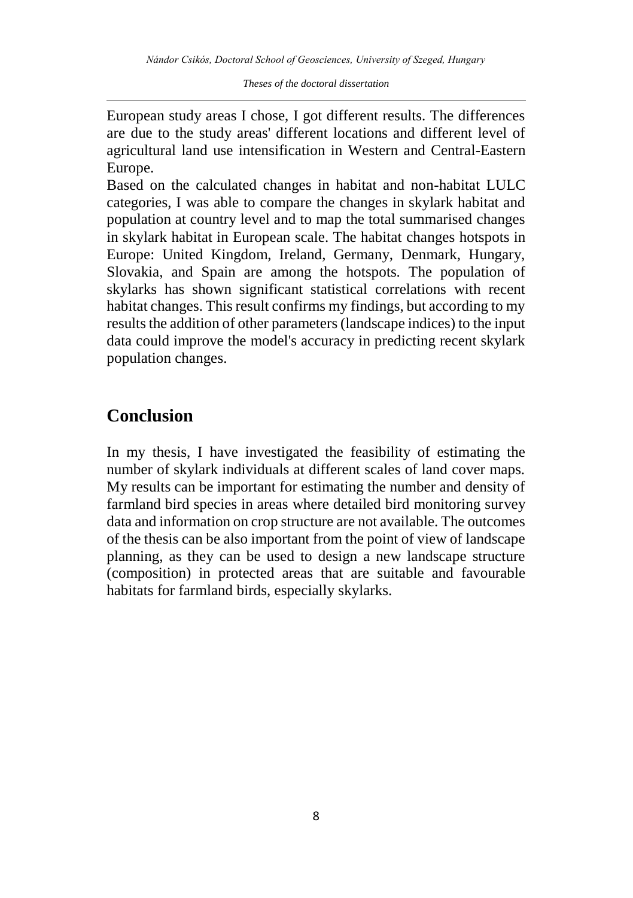European study areas I chose, I got different results. The differences are due to the study areas' different locations and different level of agricultural land use intensification in Western and Central-Eastern Europe.

Based on the calculated changes in habitat and non-habitat LULC categories, I was able to compare the changes in skylark habitat and population at country level and to map the total summarised changes in skylark habitat in European scale. The habitat changes hotspots in Europe: United Kingdom, Ireland, Germany, Denmark, Hungary, Slovakia, and Spain are among the hotspots. The population of skylarks has shown significant statistical correlations with recent habitat changes. This result confirms my findings, but according to my results the addition of other parameters (landscape indices) to the input data could improve the model's accuracy in predicting recent skylark population changes.

## Conclusion

In my thesis, I have investigated the feasibility of estimating the number of skylark individuals at different scales of land cover maps. My results can be important for estimating the number and density of farmland bird species in areas where detailed bird monitoring survey data and information on crop structure are not available. The outcomes of the thesis can be also important from the point of view of landscape planning, as they can be used to design a new landscape structure (composition) in protected areas that are suitable and favourable habitats for farmland birds, especially skylarks.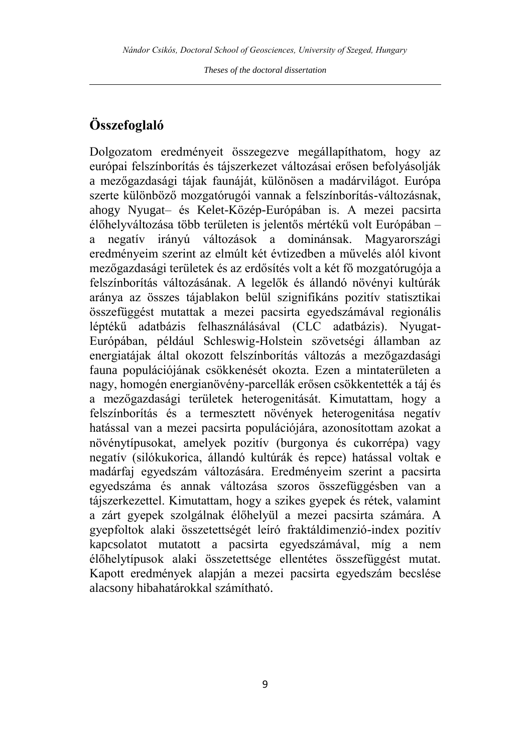## Összefoglaló

Dolgozatom eredményeit összegezve megállapíthatom, hogy az európai felszínborítás és tájszerkezet változásai erősen befolyásolják a mezőgazdasági tájak faunáját, különösen a madárvilágot. Európa szerte különböző mozgatórugói vannak a felszínborítás-változásnak, ahogy Nyugat– és Kelet-Közép-Európában is. A mezei pacsirta élőhelyváltozása több területen is jelentős mértékű volt Európában – a negatív irányú változások a dominánsak. Magyarországi eredményeim szerint az elmúlt két évtizedben a művelés alól kivont mezőgazdasági területek és az erdősítés volt a két fő mozgatórugója a felszínborítás változásának. A legelők és állandó növényi kultúrák aránya az összes tájablakon belül szignifikáns pozitív statisztikai összefüggést mutattak a mezei pacsirta egyedszámával regionális léptékű adatbázis felhasználásával (CLC adatbázis). Nyugat-Európában, például Schleswig-Holstein szövetségi államban az energiatájak által okozott felszínborítás változás a mezőgazdasági fauna populációjának csökkenését okozta. Ezen a mintaterületen a nagy, homogén energianövény-parcellák erősen csökkentették a táj és a mezőgazdasági területek heterogenitását. Kimutattam, hogy a felszínborítás és a termesztett növények heterogenitása negatív hatással van a mezei pacsirta populációjára, azonosítottam azokat a növénytípusokat, amelyek pozitív (burgonya és cukorrépa) vagy negatív (silókukorica, állandó kultúrák és repce) hatással voltak e madárfaj egyedszám változására. Eredményeim szerint a pacsirta egyedszáma és annak változása szoros összefüggésben van a tájszerkezettel. Kimutattam, hogy a szikes gyepek és rétek, valamint a zárt gyepek szolgálnak élőhelyül a mezei pacsirta számára. A gyepfoltok alaki összetettségét leíró fraktáldimenzió-index pozitív kapcsolatot mutatott a pacsirta egyedszámával, míg a nem élőhelytípusok alaki összetettsége ellentétes összefüggést mutat. Kapott eredmények alapján a mezei pacsirta egyedszám becslése alacsony hibahatárokkal számítható.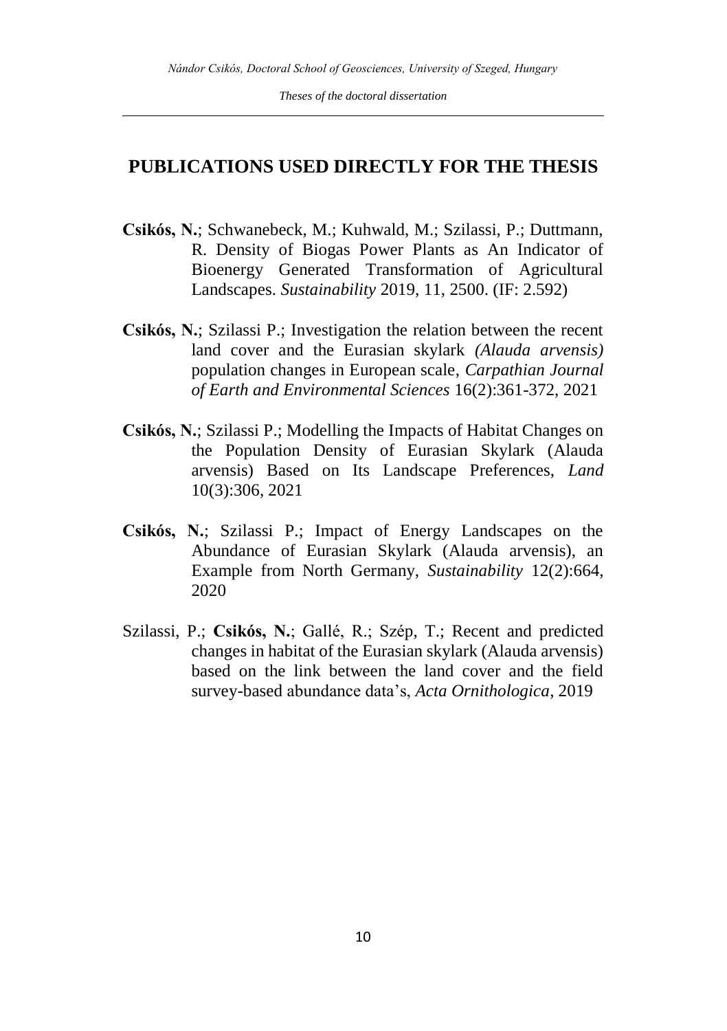## PUBLICATIONS USED DIRECTLY FOR THE THESIS

**Csikós, N.**; Schwanebeck, M.; Kuhwald, M.; Szilassi, P.; Duttmann, R. Density of Biogas Power Plants as An Indicator of Bioenergy Generated Transformation of Agricultural Landscapes. *Sustainability* 2019, 11, 2500. (IF: 2.592)

**Csikós, N.**; Szilassi P.; Investigation the relation between the recent land cover and the Eurasian skylark *(Alauda arvensis)* population changes in European scale, *Carpathian Journal of Earth and Environmental Sciences* 16(2):361-372, 2021

**Csikós, N.**; Szilassi P.; Modelling the Impacts of Habitat Changes on the Population Density of Eurasian Skylark (Alauda arvensis) Based on Its Landscape Preferences, *Land* 10(3):306, 2021

**Csikós, N.**; Szilassi P.; Impact of Energy Landscapes on the Abundance of Eurasian Skylark (Alauda arvensis), an Example from North Germany, *Sustainability* 12(2):664, 2020

Szilassi, P.; **Csikós, N.**; Gallé, R.; Szép, T.; Recent and predicted changes in habitat of the Eurasian skylark (Alauda arvensis) based on the link between the land cover and the field survey-based abundance data's, *Acta Ornithologica*, 2019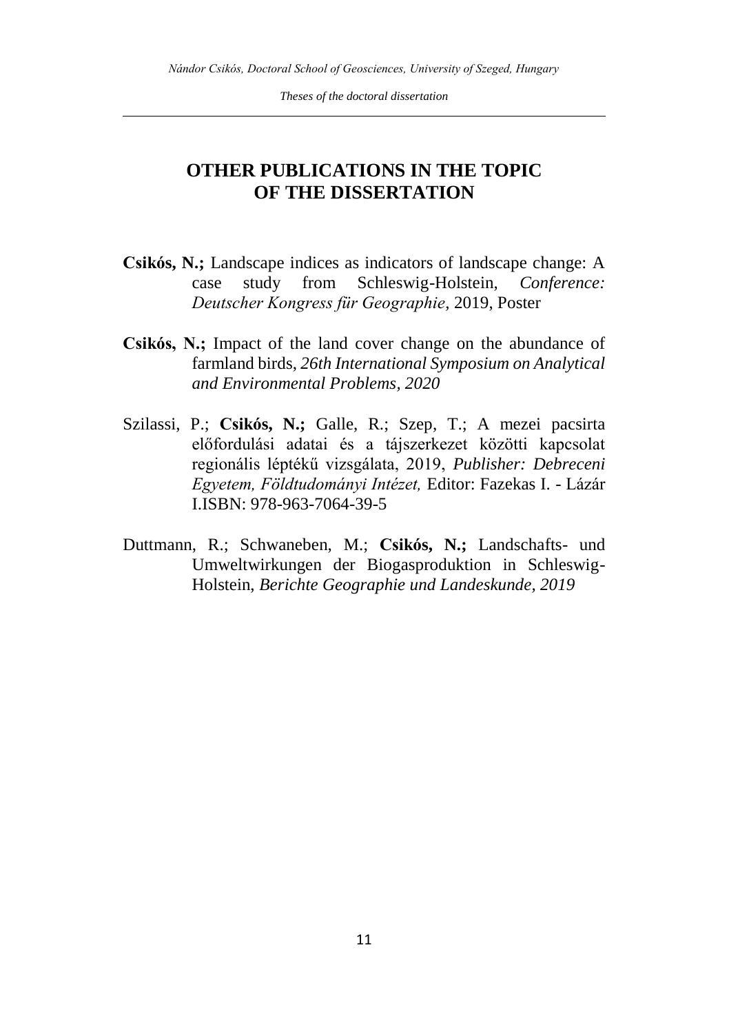## OTHER PUBLICATIONS IN THE TOPIC OF THE DISSERTATION

**Csikós, N.;** Landscape indices as indicators of landscape change: A case study from Schleswig-Holstein, *Conference: Deutscher Kongress für Geographie*, 2019, Poster

**Csikós, N.;** Impact of the land cover change on the abundance of farmland birds, *26th International Symposium on Analytical and Environmental Problems, 2020*

Szilassi, P.; **Csikós, N.;** Galle, R.; Szep, T.; A mezei pacsirta előfordulási adatai és a tájszerkezet közötti kapcsolat regionális léptékű vizsgálata, 2019, *Publisher: Debreceni Egyetem, Földtudományi Intézet,* Editor: Fazekas I. - Lázár I.ISBN: 978-963-7064-39-5

Duttmann, R.; Schwaneben, M.; **Csikós, N.;** Landschafts- und Umweltwirkungen der Biogasproduktion in Schleswig-Holstein, *Berichte Geographie und Landeskunde, 2019*